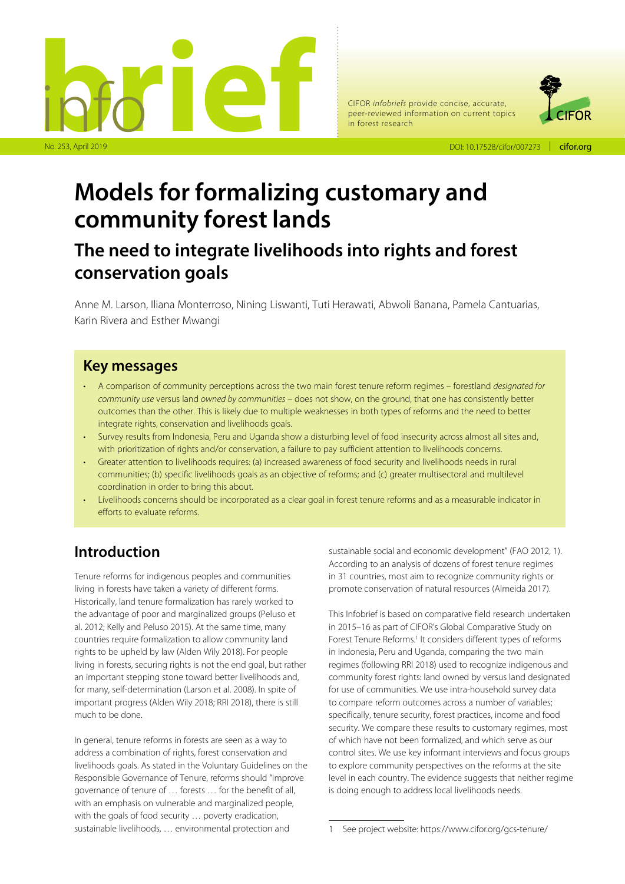infobrief

CIFOR *infobriefs* provide concise, accurate, peer-reviewed information on current topics in forest research

No. 253, April 2019

DOI: 10.17528/cifor/007273 | cifor.org

# Models for formalizing customary and community forest lands

## The need to integrate livelihoods into rights and forest conservation goals

Anne M. Larson, Iliana Monterroso, Nining Liswanti, Tuti Herawati, Abwoli Banana, Pamela Cantuarias, Karin Rivera and Esther Mwangi

## Key messages

- A comparison of community perceptions across the two main forest tenure reform regimes – forestland *designated for community use* versus land *owned by communities* – does not show, on the ground, that one has consistently better outcomes than the other. This is likely due to multiple weaknesses in both types of reforms and the need to better integrate rights, conservation and livelihoods goals.
- Survey results from Indonesia, Peru and Uganda show a disturbing level of food insecurity across almost all sites and, with prioritization of rights and/or conservation, a failure to pay sufficient attention to livelihoods concerns.
- Greater attention to livelihoods requires: (a) increased awareness of food security and livelihoods needs in rural communities; (b) specific livelihoods goals as an objective of reforms; and (c) greater multisectoral and multilevel coordination in order to bring this about.
- Livelihoods concerns should be incorporated as a clear goal in forest tenure reforms and as a measurable indicator in efforts to evaluate reforms.

## Introduction

Tenure reforms for indigenous peoples and communities living in forests have taken a variety of different forms. Historically, land tenure formalization has rarely worked to the advantage of poor and marginalized groups (Peluso et al. 2012; Kelly and Peluso 2015). At the same time, many countries require formalization to allow community land rights to be upheld by law (Alden Wily 2018). For people living in forests, securing rights is not the end goal, but rather an important stepping stone toward better livelihoods and, for many, self-determination (Larson et al. 2008). In spite of important progress (Alden Wily 2018; RRI 2018), there is still much to be done.

In general, tenure reforms in forests are seen as a way to address a combination of rights, forest conservation and livelihoods goals. As stated in the Voluntary Guidelines on the Responsible Governance of Tenure, reforms should "improve governance of tenure of … forests … for the benefit of all, with an emphasis on vulnerable and marginalized people, with the goals of food security … poverty eradication, sustainable livelihoods, … environmental protection and sustainable social and economic development" (FAO 2012, 1). According to an analysis of dozens of forest tenure regimes in 31 countries, most aim to recognize community rights or promote conservation of natural resources (Almeida 2017).

This Infobrief is based on comparative field research undertaken in 2015–16 as part of CIFOR's Global Comparative Study on Forest Tenure Reforms.[1] It considers different types of reforms in Indonesia, Peru and Uganda, comparing the two main regimes (following RRI 2018) used to recognize indigenous and community forest rights: land owned by versus land designated for use of communities. We use intra-household survey data to compare reform outcomes across a number of variables; specifically, tenure security, forest practices, income and food security. We compare these results to customary regimes, most of which have not been formalized, and which serve as our control sites. We use key informant interviews and focus groups to explore community perspectives on the reforms at the site level in each country. The evidence suggests that neither regime is doing enough to address local livelihoods needs.

1 See project website: https://www.cifor.org/gcs-tenure/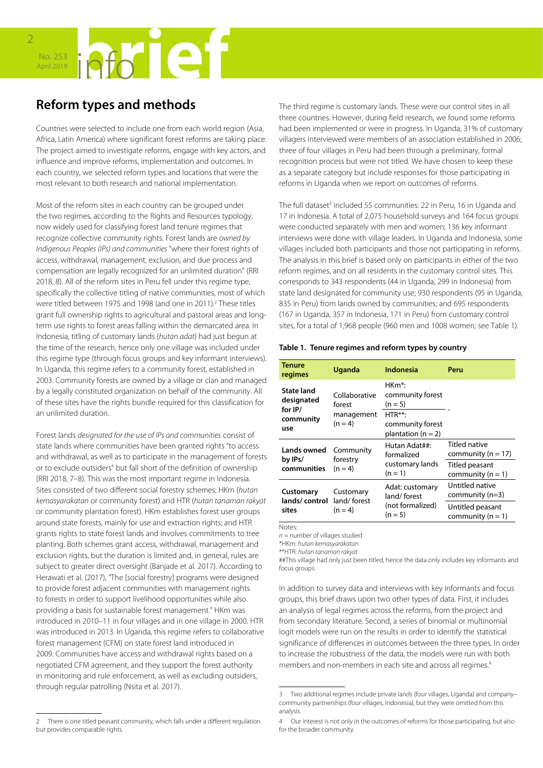## Reform types and methods

Countries were selected to include one from each world region (Asia, Africa, Latin America) where significant forest reforms are taking place. The project aimed to investigate reforms, engage with key actors, and influence and improve reforms, implementation and outcomes. In each country, we selected reform types and locations that were the most relevant to both research and national implementation.

Most of the reform sites in each country can be grouped under the two regimes, according to the Rights and Resources typology, now widely used for classifying forest land tenure regimes that recognize collective community rights. Forest lands are *owned by Indigenous Peoples (IPs) and communities* "where their forest rights of access, withdrawal, management, exclusion, and due process and compensation are legally recognized for an unlimited duration" (RRI 2018, 8). All of the reform sites in Peru fell under this regime type, specifically the collective titling of native communities, most of which were titled between 1975 and 1998 (and one in 2011).[2] These titles grant full ownership rights to agricultural and pastoral areas and long-term use rights to forest areas falling within the demarcated area. In Indonesia, titling of customary lands (*hutan adat*) had just begun at the time of the research, hence only one village was included under this regime type (through focus groups and key informant interviews). In Uganda, this regime refers to a community forest, established in 2003. Community forests are owned by a village or clan and managed by a legally constituted organization on behalf of the community. All of these sites have the rights bundle required for this classification for an unlimited duration.

Forest lands *designated for the use of IPs and communities* consist of state lands where communities have been granted rights "to access and withdrawal, as well as to participate in the management of forests or to exclude outsiders" but fall short of the definition of ownership (RRI 2018, 7–8). This was the most important regime in Indonesia. Sites consisted of two different social forestry schemes: HKm (*hutan kemasyarakatan* or community forest) and HTR (*hutan tanaman rakyat* or community plantation forest). HKm establishes forest user groups around state forests, mainly for use and extraction rights; and HTR grants rights to state forest lands and involves commitments to tree planting. Both schemes grant access, withdrawal, management and exclusion rights, but the duration is limited and, in general, rules are subject to greater direct oversight (Banjade et al. 2017). According to Herawati et al. (2017), "The [social forestry] programs were designed to provide forest adjacent communities with management rights to forests in order to support livelihood opportunities while also providing a basis for sustainable forest management." HKm was introduced in 2010–11 in four villages and in one village in 2000. HTR was introduced in 2013. In Uganda, this regime refers to collaborative forest management (CFM) on state forest land introduced in 2009. Communities have access and withdrawal rights based on a negotiated CFM agreement, and they support the forest authority in monitoring and rule enforcement, as well as excluding outsiders, through regular patrolling (Nsita et al. 2017).

The third regime is customary lands. These were our control sites in all three countries. However, during field research, we found some reforms had been implemented or were in progress. In Uganda, 31% of customary villagers interviewed were members of an association established in 2006; three of four villages in Peru had been through a preliminary, formal recognition process but were not titled. We have chosen to keep these as a separate category but include responses for those participating in reforms in Uganda when we report on outcomes of reforms.

The full dataset[3] included 55 communities: 22 in Peru, 16 in Uganda and 17 in Indonesia. A total of 2,075 household surveys and 164 focus groups were conducted separately with men and women; 136 key informant interviews were done with village leaders. In Uganda and Indonesia, some villages included both participants and those not participating in reforms. The analysis in this brief is based only on participants in either of the two reform regimes, and on all residents in the customary control sites. This corresponds to 343 respondents (44 in Uganda, 299 in Indonesia) from state land designated for community use; 930 respondents (95 in Uganda, 835 in Peru) from lands owned by communities; and 695 respondents (167 in Uganda, 357 in Indonesia, 171 in Peru) from customary control sites, for a total of 1,968 people (960 men and 1008 women; see Table 1).

**Table 1. Tenure regimes and reform types by country**

| Tenure regimes | Uganda | Indonesia | Peru |
|---|---|---|---|
| **State land designated for IP/ community use** | Collaborative forest management (n = 4) | HKm*: community forest (n = 5) | - |
| | | HTR**: community forest plantation (n = 2) | |
| **Lands owned by IPs/ communities** | Community forestry (n = 4) | Hutan Adat##: formalized customary lands (n = 1) | Titled native community (n = 17) |
| | | | Titled peasant community (n = 1) |
| **Customary lands/ control sites** | Customary land/ forest (n = 4) | Adat: customary land/ forest (not formalized) (n = 5) | Untitled native community (n=3) |
| | | | Untitled peasant community (n = 1) |

Notes:
*n* = number of villages studied
*HKm: *hutan kemasyarakatan*
**HTR: *hutan tanaman rakyat*
##This village had only just been titled, hence the data only includes key informants and focus groups.

In addition to survey data and interviews with key informants and focus groups, this brief draws upon two other types of data. First, it includes an analysis of legal regimes across the reforms, from the project and from secondary literature. Second, a series of binomial or multinomial logit models were run on the results in order to identify the statistical significance of differences in outcomes between the three types. In order to increase the robustness of the data, the models were run with both members and non-members in each site and across all regimes.[4]

---

2 There is one titled peasant community, which falls under a different regulation but provides comparable rights.

3 Two additional regimes include private lands (four villages, Uganda) and company–community partnerships (four villages, Indonesia), but they were omitted from this analysis.

4 Our interest is not only in the outcomes of reforms for those participating, but also for the broader community.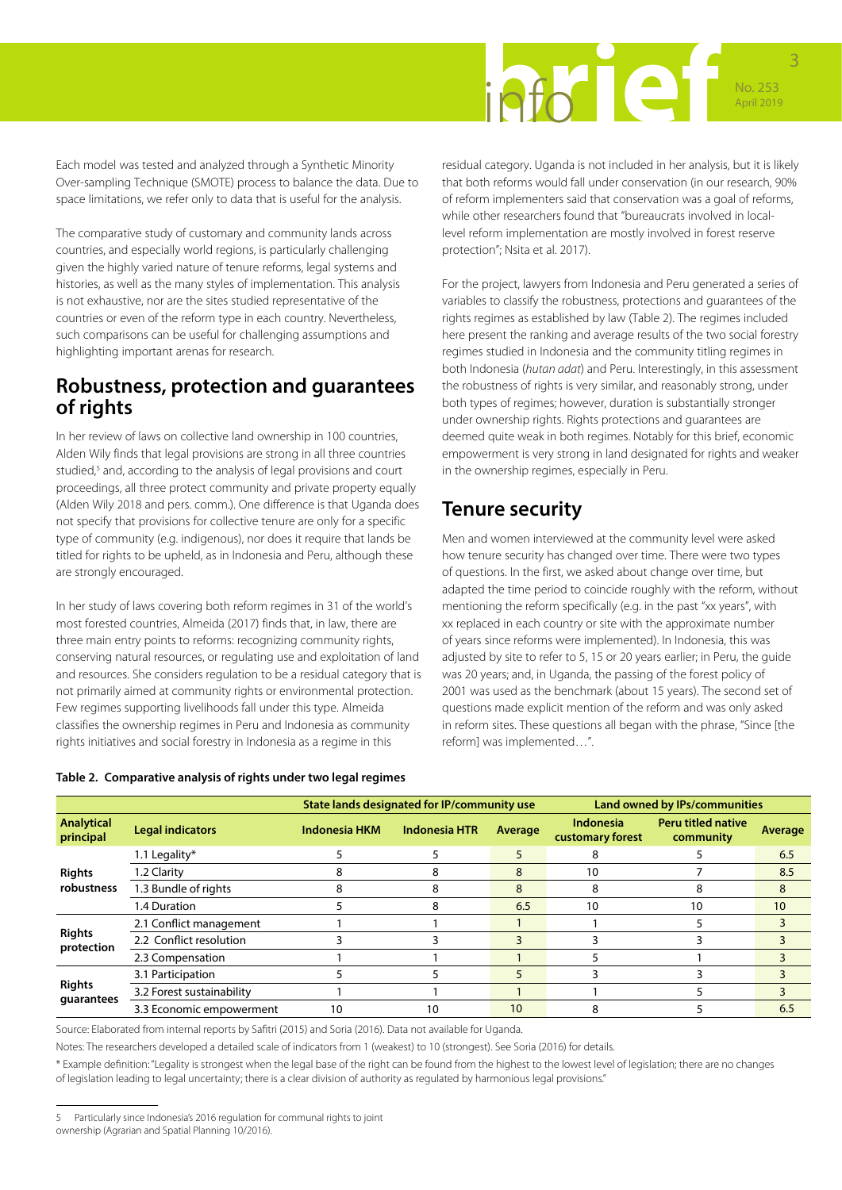Each model was tested and analyzed through a Synthetic Minority Over-sampling Technique (SMOTE) process to balance the data. Due to space limitations, we refer only to data that is useful for the analysis.

The comparative study of customary and community lands across countries, and especially world regions, is particularly challenging given the highly varied nature of tenure reforms, legal systems and histories, as well as the many styles of implementation. This analysis is not exhaustive, nor are the sites studied representative of the countries or even of the reform type in each country. Nevertheless, such comparisons can be useful for challenging assumptions and highlighting important arenas for research.

## Robustness, protection and guarantees of rights

In her review of laws on collective land ownership in 100 countries, Alden Wily finds that legal provisions are strong in all three countries studied,[5] and, according to the analysis of legal provisions and court proceedings, all three protect community and private property equally (Alden Wily 2018 and pers. comm.). One difference is that Uganda does not specify that provisions for collective tenure are only for a specific type of community (e.g. indigenous), nor does it require that lands be titled for rights to be upheld, as in Indonesia and Peru, although these are strongly encouraged.

In her study of laws covering both reform regimes in 31 of the world's most forested countries, Almeida (2017) finds that, in law, there are three main entry points to reforms: recognizing community rights, conserving natural resources, or regulating use and exploitation of land and resources. She considers regulation to be a residual category that is not primarily aimed at community rights or environmental protection. Few regimes supporting livelihoods fall under this type. Almeida classifies the ownership regimes in Peru and Indonesia as community rights initiatives and social forestry in Indonesia as a regime in this residual category. Uganda is not included in her analysis, but it is likely that both reforms would fall under conservation (in our research, 90% of reform implementers said that conservation was a goal of reforms, while other researchers found that "bureaucrats involved in local-level reform implementation are mostly involved in forest reserve protection"; Nsita et al. 2017).

For the project, lawyers from Indonesia and Peru generated a series of variables to classify the robustness, protections and guarantees of the rights regimes as established by law (Table 2). The regimes included here present the ranking and average results of the two social forestry regimes studied in Indonesia and the community titling regimes in both Indonesia (*hutan adat*) and Peru. Interestingly, in this assessment the robustness of rights is very similar, and reasonably strong, under both types of regimes; however, duration is substantially stronger under ownership rights. Rights protections and guarantees are deemed quite weak in both regimes. Notably for this brief, economic empowerment is very strong in land designated for rights and weaker in the ownership regimes, especially in Peru.

## Tenure security

Men and women interviewed at the community level were asked how tenure security has changed over time. There were two types of questions. In the first, we asked about change over time, but adapted the time period to coincide roughly with the reform, without mentioning the reform specifically (e.g. in the past "xx years", with xx replaced in each country or site with the approximate number of years since reforms were implemented). In Indonesia, this was adjusted by site to refer to 5, 15 or 20 years earlier; in Peru, the guide was 20 years; and, in Uganda, the passing of the forest policy of 2001 was used as the benchmark (about 15 years). The second set of questions made explicit mention of the reform and was only asked in reform sites. These questions all began with the phrase, "Since [the reform] was implemented…".

**Table 2. Comparative analysis of rights under two legal regimes**

| | | State lands designated for IP/community use | | | Land owned by IPs/communities | | |
|---|---|---|---|---|---|---|---|
| **Analytical principal** | **Legal indicators** | **Indonesia HKM** | **Indonesia HTR** | **Average** | **Indonesia customary forest** | **Peru titled native community** | **Average** |
| **Rights robustness** | 1.1 Legality* | 5 | 5 | 5 | 8 | 5 | 6.5 |
| | 1.2 Clarity | 8 | 8 | 8 | 10 | 7 | 8.5 |
| | 1.3 Bundle of rights | 8 | 8 | 8 | 8 | 8 | 8 |
| | 1.4 Duration | 5 | 8 | 6.5 | 10 | 10 | 10 |
| **Rights protection** | 2.1 Conflict management | 1 | 1 | 1 | 1 | 5 | 3 |
| | 2.2 Conflict resolution | 3 | 3 | 3 | 3 | 3 | 3 |
| | 2.3 Compensation | 1 | 1 | 1 | 5 | 1 | 3 |
| **Rights guarantees** | 3.1 Participation | 5 | 5 | 5 | 3 | 3 | 3 |
| | 3.2 Forest sustainability | 1 | 1 | 1 | 1 | 5 | 3 |
| | 3.3 Economic empowerment | 10 | 10 | 10 | 8 | 5 | 6.5 |

Source: Elaborated from internal reports by Safitri (2015) and Soria (2016). Data not available for Uganda.

Notes: The researchers developed a detailed scale of indicators from 1 (weakest) to 10 (strongest). See Soria (2016) for details.

\* Example definition: "Legality is strongest when the legal base of the right can be found from the highest to the lowest level of legislation; there are no changes of legislation leading to legal uncertainty; there is a clear division of authority as regulated by harmonious legal provisions."

5 Particularly since Indonesia's 2016 regulation for communal rights to joint ownership (Agrarian and Spatial Planning 10/2016).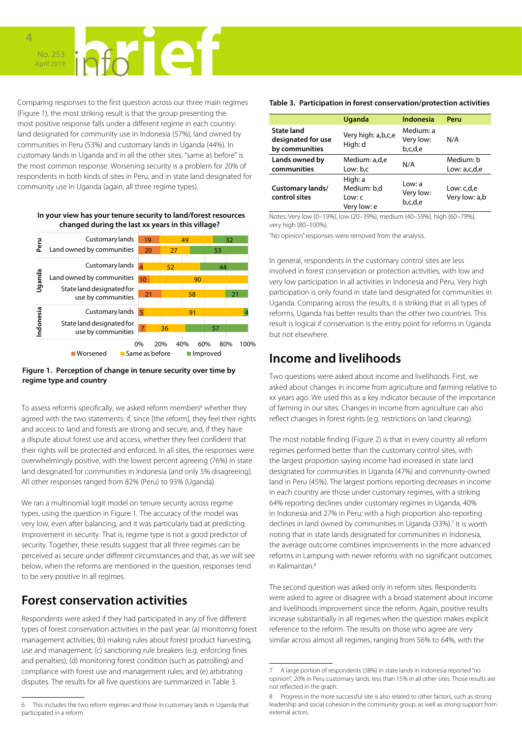Comparing responses to the first question across our three main regimes (Figure 1), the most striking result is that the group presenting the most positive response falls under a different regime in each country: land designated for community use in Indonesia (57%), land owned by communities in Peru (53%) and customary lands in Uganda (44%). In customary lands in Uganda and in all the other sites, "same as before" is the most common response. Worsening security is a problem for 20% of respondents in both kinds of sites in Peru, and in state land designated for community use in Uganda (again, all three regime types).

**In your view has your tenure security to land/forest resources changed during the last xx years in this village?**

Peru
Customary lands 19 49 32
Land owned by communities 20 27 53

Uganda
Customary lands 4 52 44
Land owned by communities 10 90
State land designated for use by communities 21 58 21

Indonesia
Customary lands 5 91 4
State land designated for use by communities 7 36 57

0% 20% 40% 60% 80% 100%

Worsened Same as before Improved

**Figure 1. Perception of change in tenure security over time by regime type and country**

To assess reforms specifically, we asked reform members[6] whether they agreed with the two statements: if, since [the reform], they feel their rights and access to land and forests are strong and secure, and, if they have a dispute about forest use and access, whether they feel confident that their rights will be protected and enforced. In all sites, the responses were overwhelmingly positive, with the lowest percent agreeing (76%) in state land designated for communities in Indonesia (and only 5% disagreeing). All other responses ranged from 82% (Peru) to 93% (Uganda).

We ran a multinomial logit model on tenure security across regime types, using the question in Figure 1. The accuracy of the model was very low, even after balancing, and it was particularly bad at predicting improvement in security. That is, regime type is not a good predictor of security. Together, these results suggest that all three regimes can be perceived as secure under different circumstances and that, as we will see below, when the reforms are mentioned in the question, responses tend to be very positive in all regimes.

## Forest conservation activities

Respondents were asked if they had participated in any of five different types of forest conservation activities in the past year: (a) monitoring forest management activities; (b) making rules about forest product harvesting, use and management; (c) sanctioning rule breakers (e.g. enforcing fines and penalties); (d) monitoring forest condition (such as patrolling) and compliance with forest use and management rules; and (e) arbitrating disputes. The results for all five questions are summarized in Table 3.

**Table 3. Participation in forest conservation/protection activities**

| | Uganda | Indonesia | Peru |
|---|---|---|---|
| **State land designated for use by communities** | Very high: a,b,c,e<br>High: d | Medium: a<br>Very low: b,c,d,e | N/A |
| **Lands owned by communities** | Medium: a,d,e<br>Low: b,c | N/A | Medium: b<br>Low: a,c,d,e |
| **Customary lands/ control sites** | High: a<br>Medium: b,d<br>Low: c<br>Very low: e | Low: a<br>Very low: b,c,d,e | Low: c,d,e<br>Very low: a,b |

Notes: Very low (0–19%), low (20–39%), medium (40–59%), high (60–79%), very high (80–100%).

"No opinion" responses were removed from the analysis.

In general, respondents in the customary control sites are less involved in forest conservation or protection activities, with low and very low participation in all activities in Indonesia and Peru. Very high participation is only found in state land designated for communities in Uganda. Comparing across the results, it is striking that in all types of reforms, Uganda has better results than the other two countries. This result is logical if conservation is the entry point for reforms in Uganda but not elsewhere.

## Income and livelihoods

Two questions were asked about income and livelihoods. First, we asked about changes in income from agriculture and farming relative to xx years ago. We used this as a key indicator because of the importance of farming in our sites. Changes in income from agriculture can also reflect changes in forest rights (e.g. restrictions on land clearing).

The most notable finding (Figure 2) is that in every country all reform regimes performed better than the customary control sites, with the largest proportion saying income had increased in state land designated for communities in Uganda (47%) and community-owned land in Peru (45%). The largest portions reporting decreases in income in each country are those under customary regimes, with a striking 64% reporting declines under customary regimes in Uganda, 40% in Indonesia and 27% in Peru; with a high proportion also reporting declines in land owned by communities in Uganda (33%).[7] It is worth noting that in state lands designated for communities in Indonesia, the average outcome combines improvements in the more advanced reforms in Lampung with newer reforms with no significant outcomes in Kalimantan.[8]

The second question was asked only in reform sites. Respondents were asked to agree or disagree with a broad statement about income and livelihoods improvement since the reform. Again, positive results increase substantially in all regimes when the question makes explicit reference to the reform. The results on those who agree are very similar across almost all regimes, ranging from 56% to 64%, with the

---

6 This includes the two reform regimes and those in customary lands in Uganda that participated in a reform.

7 A large portion of respondents (38%) in state lands in Indonesia reported "no opinion"; 20% in Peru customary lands; less than 15% in all other sites. Those results are not reflected in the graph.

8 Progress in the more successful site is also related to other factors, such as strong leadership and social cohesion in the community group, as well as strong support from external actors.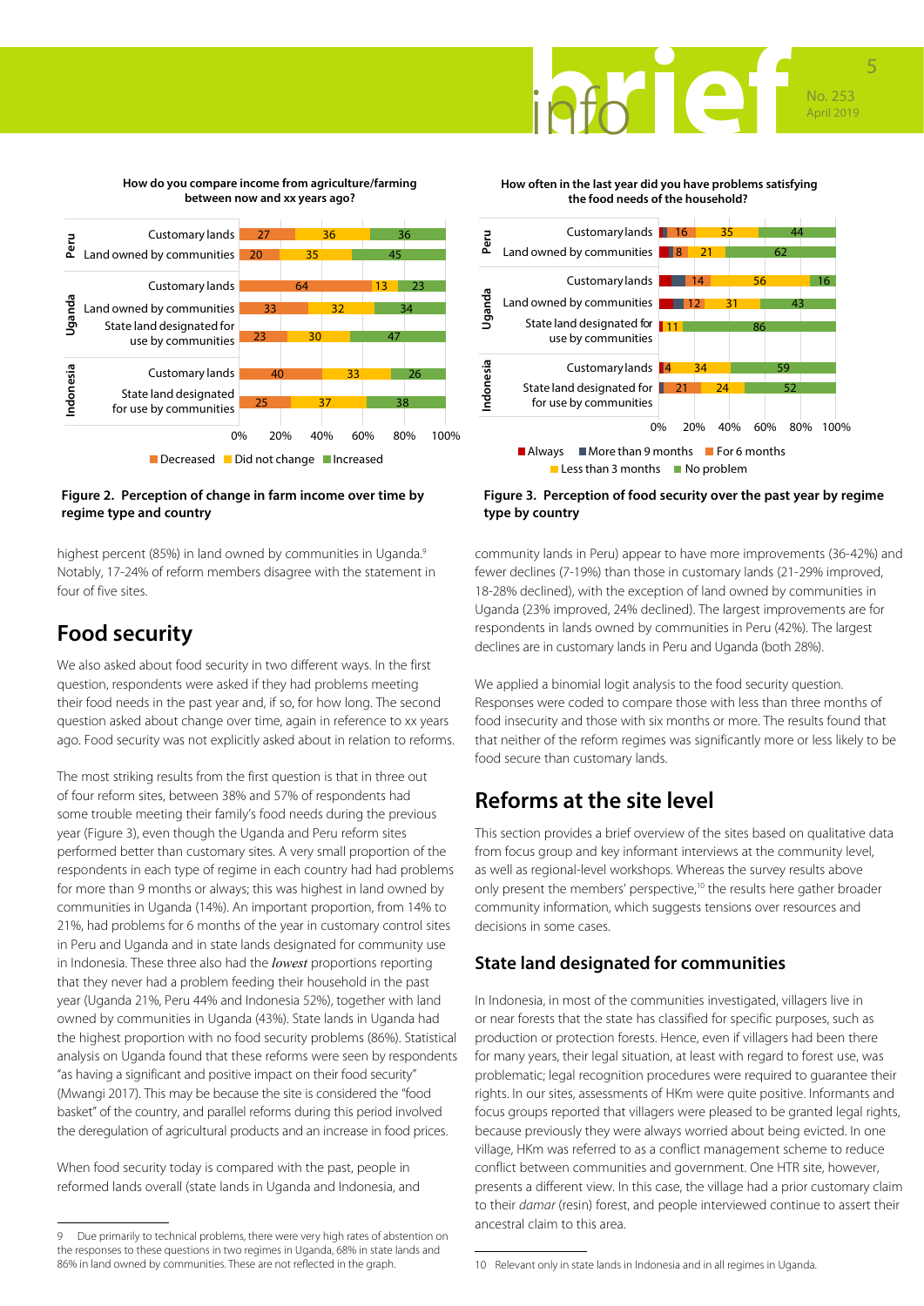How do you compare income from agriculture/farming between now and xx years ago?

Peru
Customary lands 27 36 36
Land owned by communities 20 35 45

Uganda
Customary lands 64 13 23
Land owned by communities 33 32 34
State land designated for use by communities 23 30 47

Indonesia
Customary lands 40 33 26
State land designated for use by communities 25 37 38

0% 20% 40% 60% 80% 100%

Decreased  Did not change  Increased

**Figure 2. Perception of change in farm income over time by regime type and country**

How often in the last year did you have problems satisfying the food needs of the household?

Peru
Customary lands 16 35 44
Land owned by communities 8 21 62

Uganda
Customary lands 14 56 16
Land owned by communities 12 31 43
State land designated for use by communities 11 86

Indonesia
Customary lands 4 34 59
State land designated for for use by communities 21 24 52

0% 20% 40% 60% 80% 100%

Always  More than 9 months  For 6 months  Less than 3 months  No problem

**Figure 3. Perception of food security over the past year by regime type by country**

highest percent (85%) in land owned by communities in Uganda.[9] Notably, 17-24% of reform members disagree with the statement in four of five sites.

## Food security

We also asked about food security in two different ways. In the first question, respondents were asked if they had problems meeting their food needs in the past year and, if so, for how long. The second question asked about change over time, again in reference to xx years ago. Food security was not explicitly asked about in relation to reforms.

The most striking results from the first question is that in three out of four reform sites, between 38% and 57% of respondents had some trouble meeting their family's food needs during the previous year (Figure 3), even though the Uganda and Peru reform sites performed better than customary sites. A very small proportion of the respondents in each type of regime in each country had had problems for more than 9 months or always; this was highest in land owned by communities in Uganda (14%). An important proportion, from 14% to 21%, had problems for 6 months of the year in customary control sites in Peru and Uganda and in state lands designated for community use in Indonesia. These three also had the ***lowest*** proportions reporting that they never had a problem feeding their household in the past year (Uganda 21%, Peru 44% and Indonesia 52%), together with land owned by communities in Uganda (43%). State lands in Uganda had the highest proportion with no food security problems (86%). Statistical analysis on Uganda found that these reforms were seen by respondents "as having a significant and positive impact on their food security" (Mwangi 2017). This may be because the site is considered the "food basket" of the country, and parallel reforms during this period involved the deregulation of agricultural products and an increase in food prices.

When food security today is compared with the past, people in reformed lands overall (state lands in Uganda and Indonesia, and community lands in Peru) appear to have more improvements (36-42%) and fewer declines (7-19%) than those in customary lands (21-29% improved, 18-28% declined), with the exception of land owned by communities in Uganda (23% improved, 24% declined). The largest improvements are for respondents in lands owned by communities in Peru (42%). The largest declines are in customary lands in Peru and Uganda (both 28%).

We applied a binomial logit analysis to the food security question. Responses were coded to compare those with less than three months of food insecurity and those with six months or more. The results found that that neither of the reform regimes was significantly more or less likely to be food secure than customary lands.

## Reforms at the site level

This section provides a brief overview of the sites based on qualitative data from focus group and key informant interviews at the community level, as well as regional-level workshops. Whereas the survey results above only present the members' perspective,[10] the results here gather broader community information, which suggests tensions over resources and decisions in some cases.

### State land designated for communities

In Indonesia, in most of the communities investigated, villagers live in or near forests that the state has classified for specific purposes, such as production or protection forests. Hence, even if villagers had been there for many years, their legal situation, at least with regard to forest use, was problematic; legal recognition procedures were required to guarantee their rights. In our sites, assessments of HKm were quite positive. Informants and focus groups reported that villagers were pleased to be granted legal rights, because previously they were always worried about being evicted. In one village, HKm was referred to as a conflict management scheme to reduce conflict between communities and government. One HTR site, however, presents a different view. In this case, the village had a prior customary claim to their *damar* (resin) forest, and people interviewed continue to assert their ancestral claim to this area.

---

9 Due primarily to technical problems, there were very high rates of abstention on the responses to these questions in two regimes in Uganda, 68% in state lands and 86% in land owned by communities. These are not reflected in the graph.

10 Relevant only in state lands in Indonesia and in all regimes in Uganda.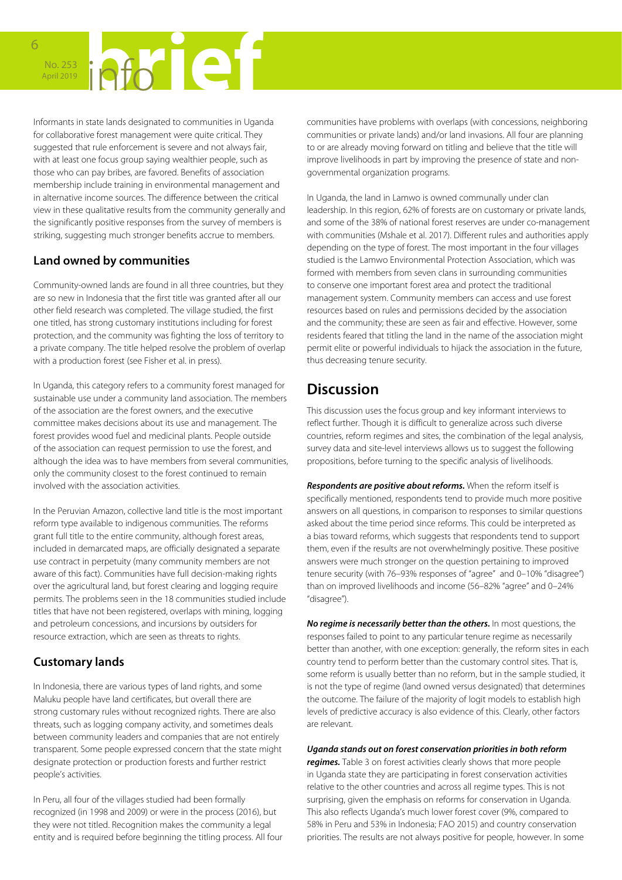Informants in state lands designated to communities in Uganda for collaborative forest management were quite critical. They suggested that rule enforcement is severe and not always fair, with at least one focus group saying wealthier people, such as those who can pay bribes, are favored. Benefits of association membership include training in environmental management and in alternative income sources. The difference between the critical view in these qualitative results from the community generally and the significantly positive responses from the survey of members is striking, suggesting much stronger benefits accrue to members.

### Land owned by communities

Community-owned lands are found in all three countries, but they are so new in Indonesia that the first title was granted after all our other field research was completed. The village studied, the first one titled, has strong customary institutions including for forest protection, and the community was fighting the loss of territory to a private company. The title helped resolve the problem of overlap with a production forest (see Fisher et al. in press).

In Uganda, this category refers to a community forest managed for sustainable use under a community land association. The members of the association are the forest owners, and the executive committee makes decisions about its use and management. The forest provides wood fuel and medicinal plants. People outside of the association can request permission to use the forest, and although the idea was to have members from several communities, only the community closest to the forest continued to remain involved with the association activities.

In the Peruvian Amazon, collective land title is the most important reform type available to indigenous communities. The reforms grant full title to the entire community, although forest areas, included in demarcated maps, are officially designated a separate use contract in perpetuity (many community members are not aware of this fact). Communities have full decision-making rights over the agricultural land, but forest clearing and logging require permits. The problems seen in the 18 communities studied include titles that have not been registered, overlaps with mining, logging and petroleum concessions, and incursions by outsiders for resource extraction, which are seen as threats to rights.

### Customary lands

In Indonesia, there are various types of land rights, and some Maluku people have land certificates, but overall there are strong customary rules without recognized rights. There are also threats, such as logging company activity, and sometimes deals between community leaders and companies that are not entirely transparent. Some people expressed concern that the state might designate protection or production forests and further restrict people's activities.

In Peru, all four of the villages studied had been formally recognized (in 1998 and 2009) or were in the process (2016), but they were not titled. Recognition makes the community a legal entity and is required before beginning the titling process. All four communities have problems with overlaps (with concessions, neighboring communities or private lands) and/or land invasions. All four are planning to or are already moving forward on titling and believe that the title will improve livelihoods in part by improving the presence of state and non-governmental organization programs.

In Uganda, the land in Lamwo is owned communally under clan leadership. In this region, 62% of forests are on customary or private lands, and some of the 38% of national forest reserves are under co-management with communities (Mshale et al. 2017). Different rules and authorities apply depending on the type of forest. The most important in the four villages studied is the Lamwo Environmental Protection Association, which was formed with members from seven clans in surrounding communities to conserve one important forest area and protect the traditional management system. Community members can access and use forest resources based on rules and permissions decided by the association and the community; these are seen as fair and effective. However, some residents feared that titling the land in the name of the association might permit elite or powerful individuals to hijack the association in the future, thus decreasing tenure security.

## Discussion

This discussion uses the focus group and key informant interviews to reflect further. Though it is difficult to generalize across such diverse countries, reform regimes and sites, the combination of the legal analysis, survey data and site-level interviews allows us to suggest the following propositions, before turning to the specific analysis of livelihoods.

***Respondents are positive about reforms.*** When the reform itself is specifically mentioned, respondents tend to provide much more positive answers on all questions, in comparison to responses to similar questions asked about the time period since reforms. This could be interpreted as a bias toward reforms, which suggests that respondents tend to support them, even if the results are not overwhelmingly positive. These positive answers were much stronger on the question pertaining to improved tenure security (with 76–93% responses of "agree" and 0–10% "disagree") than on improved livelihoods and income (56–82% "agree" and 0–24% "disagree").

***No regime is necessarily better than the others.*** In most questions, the responses failed to point to any particular tenure regime as necessarily better than another, with one exception: generally, the reform sites in each country tend to perform better than the customary control sites. That is, some reform is usually better than no reform, but in the sample studied, it is not the type of regime (land owned versus designated) that determines the outcome. The failure of the majority of logit models to establish high levels of predictive accuracy is also evidence of this. Clearly, other factors are relevant.

***Uganda stands out on forest conservation priorities in both reform regimes.*** Table 3 on forest activities clearly shows that more people in Uganda state they are participating in forest conservation activities relative to the other countries and across all regime types. This is not surprising, given the emphasis on reforms for conservation in Uganda. This also reflects Uganda's much lower forest cover (9%, compared to 58% in Peru and 53% in Indonesia; FAO 2015) and country conservation priorities. The results are not always positive for people, however. In some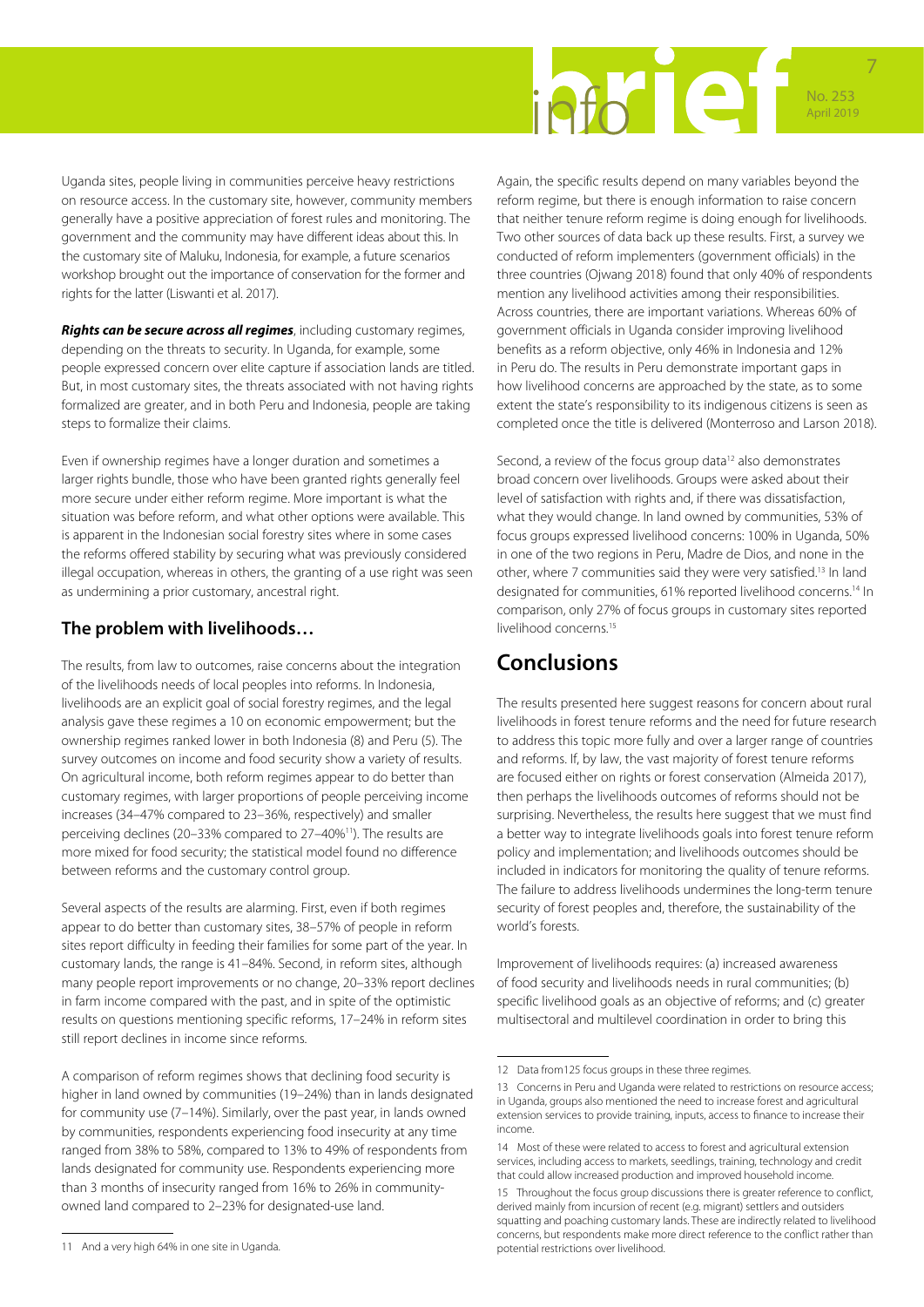Uganda sites, people living in communities perceive heavy restrictions on resource access. In the customary site, however, community members generally have a positive appreciation of forest rules and monitoring. The government and the community may have different ideas about this. In the customary site of Maluku, Indonesia, for example, a future scenarios workshop brought out the importance of conservation for the former and rights for the latter (Liswanti et al. 2017).

***Rights can be secure across all regimes***, including customary regimes, depending on the threats to security. In Uganda, for example, some people expressed concern over elite capture if association lands are titled. But, in most customary sites, the threats associated with not having rights formalized are greater, and in both Peru and Indonesia, people are taking steps to formalize their claims.

Even if ownership regimes have a longer duration and sometimes a larger rights bundle, those who have been granted rights generally feel more secure under either reform regime. More important is what the situation was before reform, and what other options were available. This is apparent in the Indonesian social forestry sites where in some cases the reforms offered stability by securing what was previously considered illegal occupation, whereas in others, the granting of a use right was seen as undermining a prior customary, ancestral right.

### The problem with livelihoods…

The results, from law to outcomes, raise concerns about the integration of the livelihoods needs of local peoples into reforms. In Indonesia, livelihoods are an explicit goal of social forestry regimes, and the legal analysis gave these regimes a 10 on economic empowerment; but the ownership regimes ranked lower in both Indonesia (8) and Peru (5). The survey outcomes on income and food security show a variety of results. On agricultural income, both reform regimes appear to do better than customary regimes, with larger proportions of people perceiving income increases (34–47% compared to 23–36%, respectively) and smaller perceiving declines (20–33% compared to 27–40%[11]). The results are more mixed for food security; the statistical model found no difference between reforms and the customary control group.

Several aspects of the results are alarming. First, even if both regimes appear to do better than customary sites, 38–57% of people in reform sites report difficulty in feeding their families for some part of the year. In customary lands, the range is 41–84%. Second, in reform sites, although many people report improvements or no change, 20–33% report declines in farm income compared with the past, and in spite of the optimistic results on questions mentioning specific reforms, 17–24% in reform sites still report declines in income since reforms.

A comparison of reform regimes shows that declining food security is higher in land owned by communities (19–24%) than in lands designated for community use (7–14%). Similarly, over the past year, in lands owned by communities, respondents experiencing food insecurity at any time ranged from 38% to 58%, compared to 13% to 49% of respondents from lands designated for community use. Respondents experiencing more than 3 months of insecurity ranged from 16% to 26% in community-owned land compared to 2–23% for designated-use land.

Again, the specific results depend on many variables beyond the reform regime, but there is enough information to raise concern that neither tenure reform regime is doing enough for livelihoods. Two other sources of data back up these results. First, a survey we conducted of reform implementers (government officials) in the three countries (Ojwang 2018) found that only 40% of respondents mention any livelihood activities among their responsibilities. Across countries, there are important variations. Whereas 60% of government officials in Uganda consider improving livelihood benefits as a reform objective, only 46% in Indonesia and 12% in Peru do. The results in Peru demonstrate important gaps in how livelihood concerns are approached by the state, as to some extent the state's responsibility to its indigenous citizens is seen as completed once the title is delivered (Monterroso and Larson 2018).

Second, a review of the focus group data[12] also demonstrates broad concern over livelihoods. Groups were asked about their level of satisfaction with rights and, if there was dissatisfaction, what they would change. In land owned by communities, 53% of focus groups expressed livelihood concerns: 100% in Uganda, 50% in one of the two regions in Peru, Madre de Dios, and none in the other, where 7 communities said they were very satisfied.[13] In land designated for communities, 61% reported livelihood concerns.[14] In comparison, only 27% of focus groups in customary sites reported livelihood concerns.[15]

## Conclusions

The results presented here suggest reasons for concern about rural livelihoods in forest tenure reforms and the need for future research to address this topic more fully and over a larger range of countries and reforms. If, by law, the vast majority of forest tenure reforms are focused either on rights or forest conservation (Almeida 2017), then perhaps the livelihoods outcomes of reforms should not be surprising. Nevertheless, the results here suggest that we must find a better way to integrate livelihoods goals into forest tenure reform policy and implementation; and livelihoods outcomes should be included in indicators for monitoring the quality of tenure reforms. The failure to address livelihoods undermines the long-term tenure security of forest peoples and, therefore, the sustainability of the world's forests.

Improvement of livelihoods requires: (a) increased awareness of food security and livelihoods needs in rural communities; (b) specific livelihood goals as an objective of reforms; and (c) greater multisectoral and multilevel coordination in order to bring this

---

11 And a very high 64% in one site in Uganda.

12 Data from125 focus groups in these three regimes.

13 Concerns in Peru and Uganda were related to restrictions on resource access; in Uganda, groups also mentioned the need to increase forest and agricultural extension services to provide training, inputs, access to finance to increase their income.

14 Most of these were related to access to forest and agricultural extension services, including access to markets, seedlings, training, technology and credit that could allow increased production and improved household income.

15 Throughout the focus group discussions there is greater reference to conflict, derived mainly from incursion of recent (e.g. migrant) settlers and outsiders squatting and poaching customary lands. These are indirectly related to livelihood concerns, but respondents make more direct reference to the conflict rather than potential restrictions over livelihood.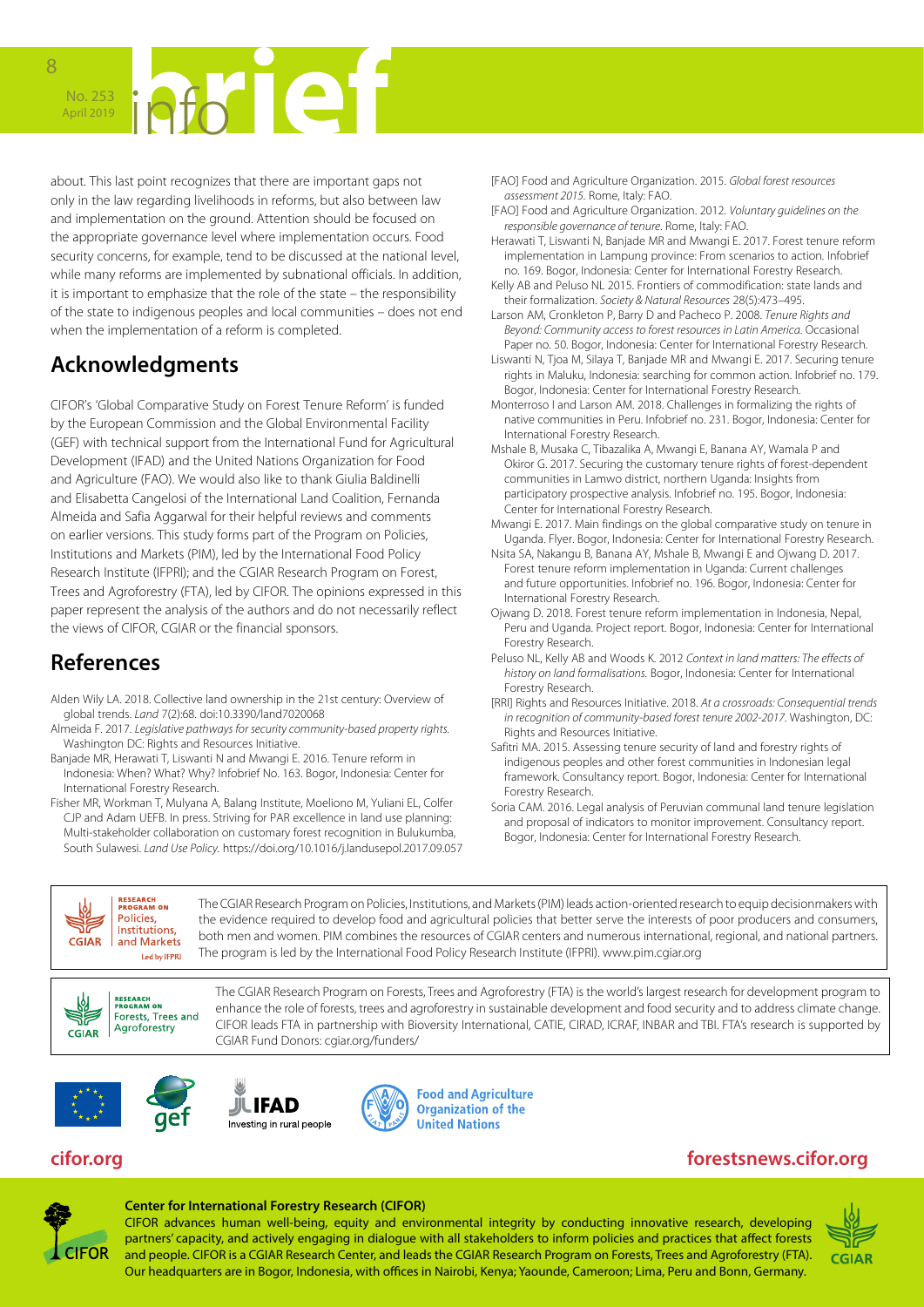about. This last point recognizes that there are important gaps not only in the law regarding livelihoods in reforms, but also between law and implementation on the ground. Attention should be focused on the appropriate governance level where implementation occurs. Food security concerns, for example, tend to be discussed at the national level, while many reforms are implemented by subnational officials. In addition, it is important to emphasize that the role of the state – the responsibility of the state to indigenous peoples and local communities – does not end when the implementation of a reform is completed.

## Acknowledgments

CIFOR's 'Global Comparative Study on Forest Tenure Reform' is funded by the European Commission and the Global Environmental Facility (GEF) with technical support from the International Fund for Agricultural Development (IFAD) and the United Nations Organization for Food and Agriculture (FAO). We would also like to thank Giulia Baldinelli and Elisabetta Cangelosi of the International Land Coalition, Fernanda Almeida and Safia Aggarwal for their helpful reviews and comments on earlier versions. This study forms part of the Program on Policies, Institutions and Markets (PIM), led by the International Food Policy Research Institute (IFPRI); and the CGIAR Research Program on Forest, Trees and Agroforestry (FTA), led by CIFOR. The opinions expressed in this paper represent the analysis of the authors and do not necessarily reflect the views of CIFOR, CGIAR or the financial sponsors.

## References

Alden Wily LA. 2018. Collective land ownership in the 21st century: Overview of global trends. *Land* 7(2):68. doi:10.3390/land7020068

Almeida F. 2017. *Legislative pathways for security community-based property rights.* Washington DC: Rights and Resources Initiative.

Banjade MR, Herawati T, Liswanti N and Mwangi E. 2016. Tenure reform in Indonesia: When? What? Why? Infobrief No. 163. Bogor, Indonesia: Center for International Forestry Research.

Fisher MR, Workman T, Mulyana A, Balang Institute, Moeliono M, Yuliani EL, Colfer CJP and Adam UEFB. In press. Striving for PAR excellence in land use planning: Multi-stakeholder collaboration on customary forest recognition in Bulukumba, South Sulawesi. *Land Use Policy.* https://doi.org/10.1016/j.landusepol.2017.09.057

[FAO] Food and Agriculture Organization. 2015. *Global forest resources assessment 2015.* Rome, Italy: FAO.

[FAO] Food and Agriculture Organization. 2012. *Voluntary guidelines on the responsible governance of tenure*. Rome, Italy: FAO.

Herawati T, Liswanti N, Banjade MR and Mwangi E. 2017. Forest tenure reform implementation in Lampung province: From scenarios to action. Infobrief no. 169. Bogor, Indonesia: Center for International Forestry Research.

Kelly AB and Peluso NL 2015. Frontiers of commodification: state lands and their formalization. *Society & Natural Resources* 28(5):473–495.

Larson AM, Cronkleton P, Barry D and Pacheco P. 2008. *Tenure Rights and Beyond: Community access to forest resources in Latin America.* Occasional Paper no. 50. Bogor, Indonesia: Center for International Forestry Research.

Liswanti N, Tjoa M, Silaya T, Banjade MR and Mwangi E. 2017. Securing tenure rights in Maluku, Indonesia: searching for common action. Infobrief no. 179. Bogor, Indonesia: Center for International Forestry Research.

Monterroso I and Larson AM. 2018. Challenges in formalizing the rights of native communities in Peru. Infobrief no. 231. Bogor, Indonesia: Center for International Forestry Research.

Mshale B, Musaka C, Tibazalika A, Mwangi E, Banana AY, Wamala P and Okiror G. 2017. Securing the customary tenure rights of forest-dependent communities in Lamwo district, northern Uganda: Insights from participatory prospective analysis. Infobrief no. 195. Bogor, Indonesia: Center for International Forestry Research.

Mwangi E. 2017. Main findings on the global comparative study on tenure in Uganda. Flyer. Bogor, Indonesia: Center for International Forestry Research.

Nsita SA, Nakangu B, Banana AY, Mshale B, Mwangi E and Ojwang D. 2017. Forest tenure reform implementation in Uganda: Current challenges and future opportunities. Infobrief no. 196. Bogor, Indonesia: Center for International Forestry Research.

Ojwang D. 2018. Forest tenure reform implementation in Indonesia, Nepal, Peru and Uganda. Project report. Bogor, Indonesia: Center for International Forestry Research.

Peluso NL, Kelly AB and Woods K. 2012 *Context in land matters: The effects of history on land formalisations.* Bogor, Indonesia: Center for International Forestry Research.

[RRI] Rights and Resources Initiative. 2018. *At a crossroads: Consequential trends in recognition of community-based forest tenure 2002-2017*. Washington, DC: Rights and Resources Initiative.

Safitri MA. 2015. Assessing tenure security of land and forestry rights of indigenous peoples and other forest communities in Indonesian legal framework. Consultancy report. Bogor, Indonesia: Center for International Forestry Research.

Soria CAM. 2016. Legal analysis of Peruvian communal land tenure legislation and proposal of indicators to monitor improvement. Consultancy report. Bogor, Indonesia: Center for International Forestry Research.

The CGIAR Research Program on Policies, Institutions, and Markets (PIM) leads action-oriented research to equip decisionmakers with the evidence required to develop food and agricultural policies that better serve the interests of poor producers and consumers, both men and women. PIM combines the resources of CGIAR centers and numerous international, regional, and national partners. The program is led by the International Food Policy Research Institute (IFPRI). www.pim.cgiar.org

The CGIAR Research Program on Forests, Trees and Agroforestry (FTA) is the world's largest research for development program to enhance the role of forests, trees and agroforestry in sustainable development and food security and to address climate change. CIFOR leads FTA in partnership with Bioversity International, CATIE, CIRAD, ICRAF, INBAR and TBI. FTA's research is supported by CGIAR Fund Donors: cgiar.org/funders/

cifor.org

forestsnews.cifor.org

**Center for International Forestry Research (CIFOR)**

CIFOR advances human well-being, equity and environmental integrity by conducting innovative research, developing partners' capacity, and actively engaging in dialogue with all stakeholders to inform policies and practices that affect forests and people. CIFOR is a CGIAR Research Center, and leads the CGIAR Research Program on Forests, Trees and Agroforestry (FTA). Our headquarters are in Bogor, Indonesia, with offices in Nairobi, Kenya; Yaounde, Cameroon; Lima, Peru and Bonn, Germany.